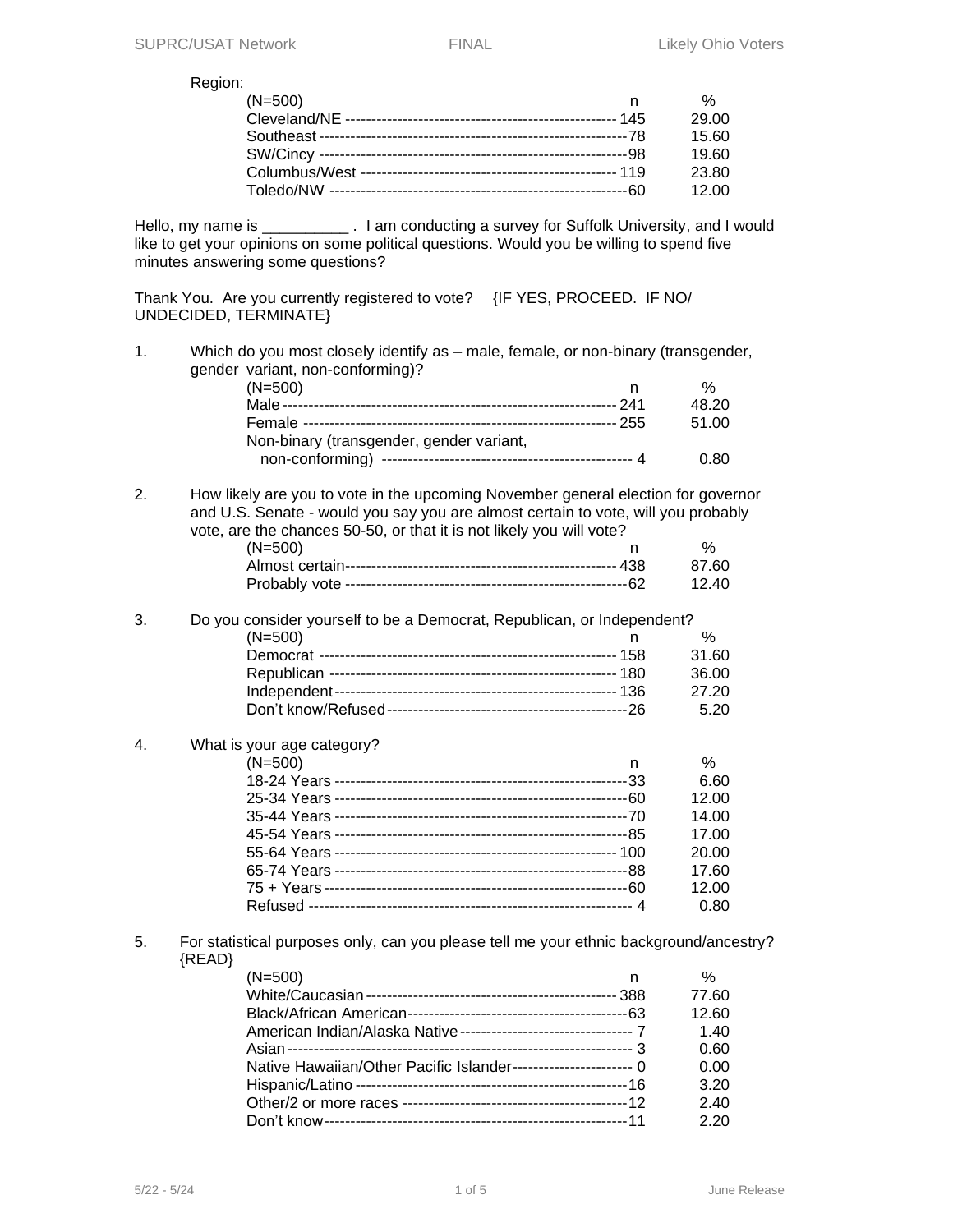Region:

| (N=500) | n | % |
|---|---|---|
| Cleveland/NE | 145 | 29.00 |
| Southeast | 78 | 15.60 |
| SW/Cincy | 98 | 19.60 |
| Columbus/West | 119 | 23.80 |
| Toledo/NW | 60 | 12.00 |

Hello, my name is __________ . I am conducting a survey for Suffolk University, and I would like to get your opinions on some political questions. Would you be willing to spend five minutes answering some questions?

Thank You. Are you currently registered to vote? {IF YES, PROCEED. IF NO/ UNDECIDED, TERMINATE}

1. Which do you most closely identify as – male, female, or non-binary (transgender, gender variant, non-conforming)?

| (N=500) | n | % |
|---|---|---|
| Male | 241 | 48.20 |
| Female | 255 | 51.00 |
| Non-binary (transgender, gender variant, non-conforming) | 4 | 0.80 |

2. How likely are you to vote in the upcoming November general election for governor and U.S. Senate - would you say you are almost certain to vote, will you probably vote, are the chances 50-50, or that it is not likely you will vote?

| (N=500) | n | % |
|---|---|---|
| Almost certain | 438 | 87.60 |
| Probably vote | 62 | 12.40 |

3. Do you consider yourself to be a Democrat, Republican, or Independent?

| (N=500) | n | % |
|---|---|---|
| Democrat | 158 | 31.60 |
| Republican | 180 | 36.00 |
| Independent | 136 | 27.20 |
| Don't know/Refused | 26 | 5.20 |

4. What is your age category?

| (N=500) | n | % |
|---|---|---|
| 18-24 Years | 33 | 6.60 |
| 25-34 Years | 60 | 12.00 |
| 35-44 Years | 70 | 14.00 |
| 45-54 Years | 85 | 17.00 |
| 55-64 Years | 100 | 20.00 |
| 65-74 Years | 88 | 17.60 |
| 75 + Years | 60 | 12.00 |
| Refused | 4 | 0.80 |

5. For statistical purposes only, can you please tell me your ethnic background/ancestry? {READ}

| (N=500) | n | % |
|---|---|---|
| White/Caucasian | 388 | 77.60 |
| Black/African American | 63 | 12.60 |
| American Indian/Alaska Native | 7 | 1.40 |
| Asian | 3 | 0.60 |
| Native Hawaiian/Other Pacific Islander | 0 | 0.00 |
| Hispanic/Latino | 16 | 3.20 |
| Other/2 or more races | 12 | 2.40 |
| Don't know | 11 | 2.20 |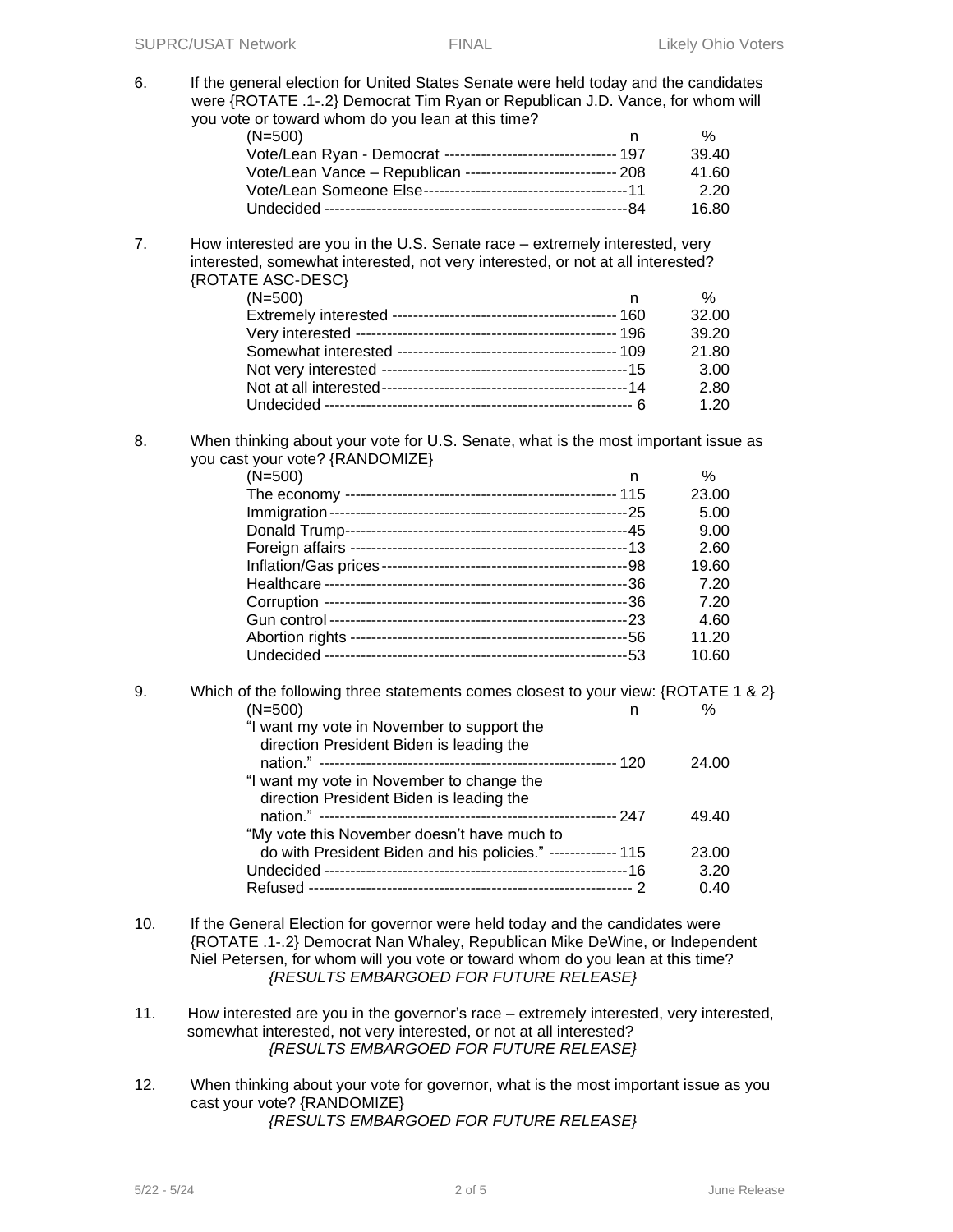6. If the general election for United States Senate were held today and the candidates were {ROTATE .1-.2} Democrat Tim Ryan or Republican J.D. Vance, for whom will you vote or toward whom do you lean at this time?

| (N=500) | n | % |
|---|---|---|
| Vote/Lean Ryan - Democrat | 197 | 39.40 |
| Vote/Lean Vance – Republican | 208 | 41.60 |
| Vote/Lean Someone Else | 11 | 2.20 |
| Undecided | 84 | 16.80 |

7. How interested are you in the U.S. Senate race – extremely interested, very interested, somewhat interested, not very interested, or not at all interested? {ROTATE ASC-DESC}

| (N=500) | n | % |
|---|---|---|
| Extremely interested | 160 | 32.00 |
| Very interested | 196 | 39.20 |
| Somewhat interested | 109 | 21.80 |
| Not very interested | 15 | 3.00 |
| Not at all interested | 14 | 2.80 |
| Undecided | 6 | 1.20 |

8. When thinking about your vote for U.S. Senate, what is the most important issue as you cast your vote? {RANDOMIZE}

| (N=500) | n | % |
|---|---|---|
| The economy | 115 | 23.00 |
| Immigration | 25 | 5.00 |
| Donald Trump | 45 | 9.00 |
| Foreign affairs | 13 | 2.60 |
| Inflation/Gas prices | 98 | 19.60 |
| Healthcare | 36 | 7.20 |
| Corruption | 36 | 7.20 |
| Gun control | 23 | 4.60 |
| Abortion rights | 56 | 11.20 |
| Undecided | 53 | 10.60 |

9. Which of the following three statements comes closest to your view: {ROTATE 1 & 2}

| (N=500) | n | % |
|---|---|---|
| "I want my vote in November to support the direction President Biden is leading the nation." | 120 | 24.00 |
| "I want my vote in November to change the direction President Biden is leading the nation." | 247 | 49.40 |
| "My vote this November doesn't have much to do with President Biden and his policies." | 115 | 23.00 |
| Undecided | 16 | 3.20 |
| Refused | 2 | 0.40 |

10. If the General Election for governor were held today and the candidates were {ROTATE .1-.2} Democrat Nan Whaley, Republican Mike DeWine, or Independent Niel Petersen, for whom will you vote or toward whom do you lean at this time?

*{RESULTS EMBARGOED FOR FUTURE RELEASE}*

11. How interested are you in the governor's race – extremely interested, very interested, somewhat interested, not very interested, or not at all interested?

*{RESULTS EMBARGOED FOR FUTURE RELEASE}*

12. When thinking about your vote for governor, what is the most important issue as you cast your vote? {RANDOMIZE}

*{RESULTS EMBARGOED FOR FUTURE RELEASE}*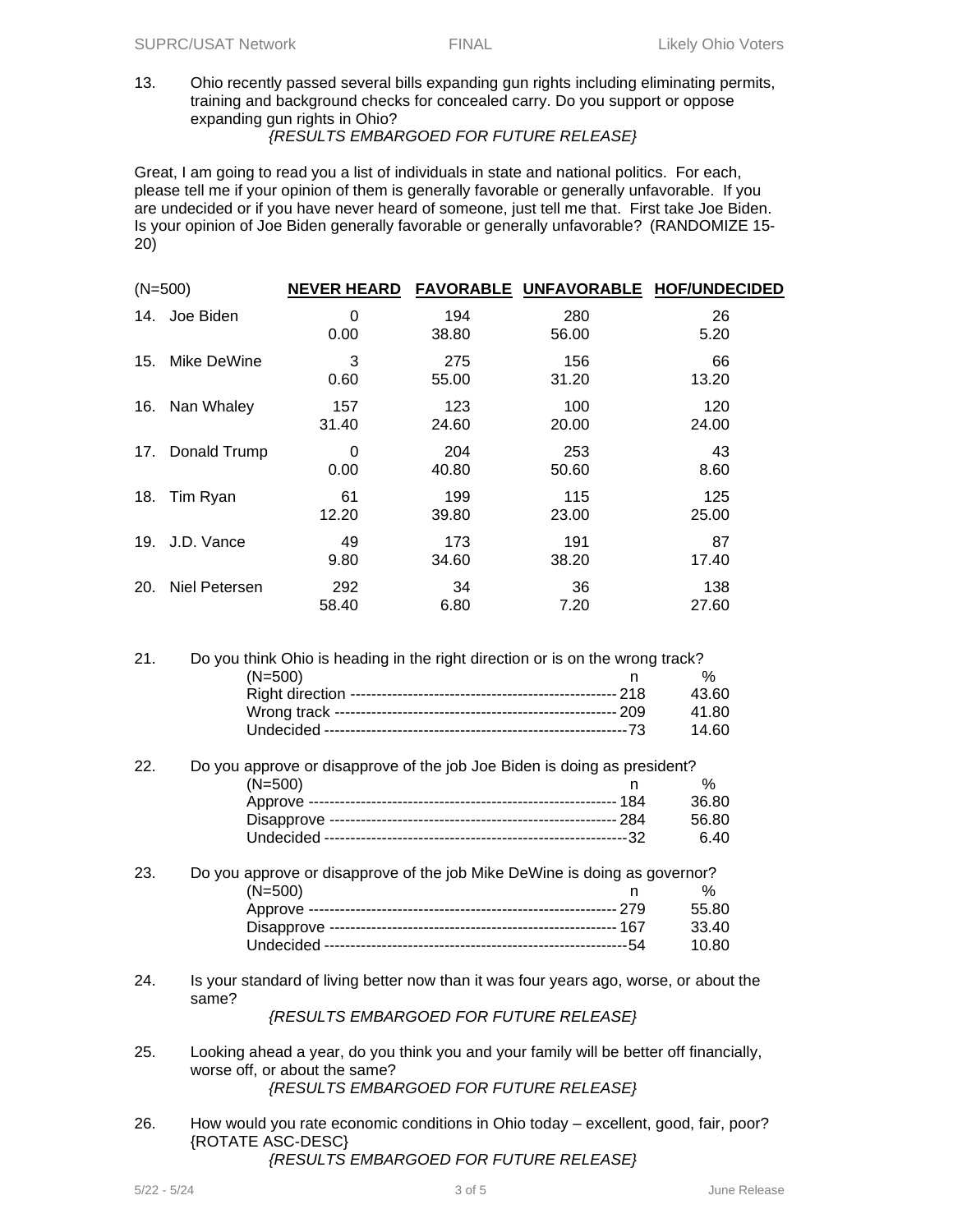13. Ohio recently passed several bills expanding gun rights including eliminating permits, training and background checks for concealed carry. Do you support or oppose expanding gun rights in Ohio?

*{RESULTS EMBARGOED FOR FUTURE RELEASE}*

Great, I am going to read you a list of individuals in state and national politics. For each, please tell me if your opinion of them is generally favorable or generally unfavorable. If you are undecided or if you have never heard of someone, just tell me that. First take Joe Biden. Is your opinion of Joe Biden generally favorable or generally unfavorable? (RANDOMIZE 15-20)

| (N=500) | NEVER HEARD | FAVORABLE | UNFAVORABLE | HOF/UNDECIDED |
|---|---|---|---|---|
| 14. Joe Biden | 0<br>0.00 | 194<br>38.80 | 280<br>56.00 | 26<br>5.20 |
| 15. Mike DeWine | 3<br>0.60 | 275<br>55.00 | 156<br>31.20 | 66<br>13.20 |
| 16. Nan Whaley | 157<br>31.40 | 123<br>24.60 | 100<br>20.00 | 120<br>24.00 |
| 17. Donald Trump | 0<br>0.00 | 204<br>40.80 | 253<br>50.60 | 43<br>8.60 |
| 18. Tim Ryan | 61<br>12.20 | 199<br>39.80 | 115<br>23.00 | 125<br>25.00 |
| 19. J.D. Vance | 49<br>9.80 | 173<br>34.60 | 191<br>38.20 | 87<br>17.40 |
| 20. Niel Petersen | 292<br>58.40 | 34<br>6.80 | 36<br>7.20 | 138<br>27.60 |

21. Do you think Ohio is heading in the right direction or is on the wrong track?

| (N=500) | n | % |
|---|---|---|
| Right direction | 218 | 43.60 |
| Wrong track | 209 | 41.80 |
| Undecided | 73 | 14.60 |

22. Do you approve or disapprove of the job Joe Biden is doing as president?

| (N=500) | n | % |
|---|---|---|
| Approve | 184 | 36.80 |
| Disapprove | 284 | 56.80 |
| Undecided | 32 | 6.40 |

23. Do you approve or disapprove of the job Mike DeWine is doing as governor?

| (N=500) | n | % |
|---|---|---|
| Approve | 279 | 55.80 |
| Disapprove | 167 | 33.40 |
| Undecided | 54 | 10.80 |

24. Is your standard of living better now than it was four years ago, worse, or about the same?

*{RESULTS EMBARGOED FOR FUTURE RELEASE}*

25. Looking ahead a year, do you think you and your family will be better off financially, worse off, or about the same?

*{RESULTS EMBARGOED FOR FUTURE RELEASE}*

26. How would you rate economic conditions in Ohio today – excellent, good, fair, poor? {ROTATE ASC-DESC}

*{RESULTS EMBARGOED FOR FUTURE RELEASE}*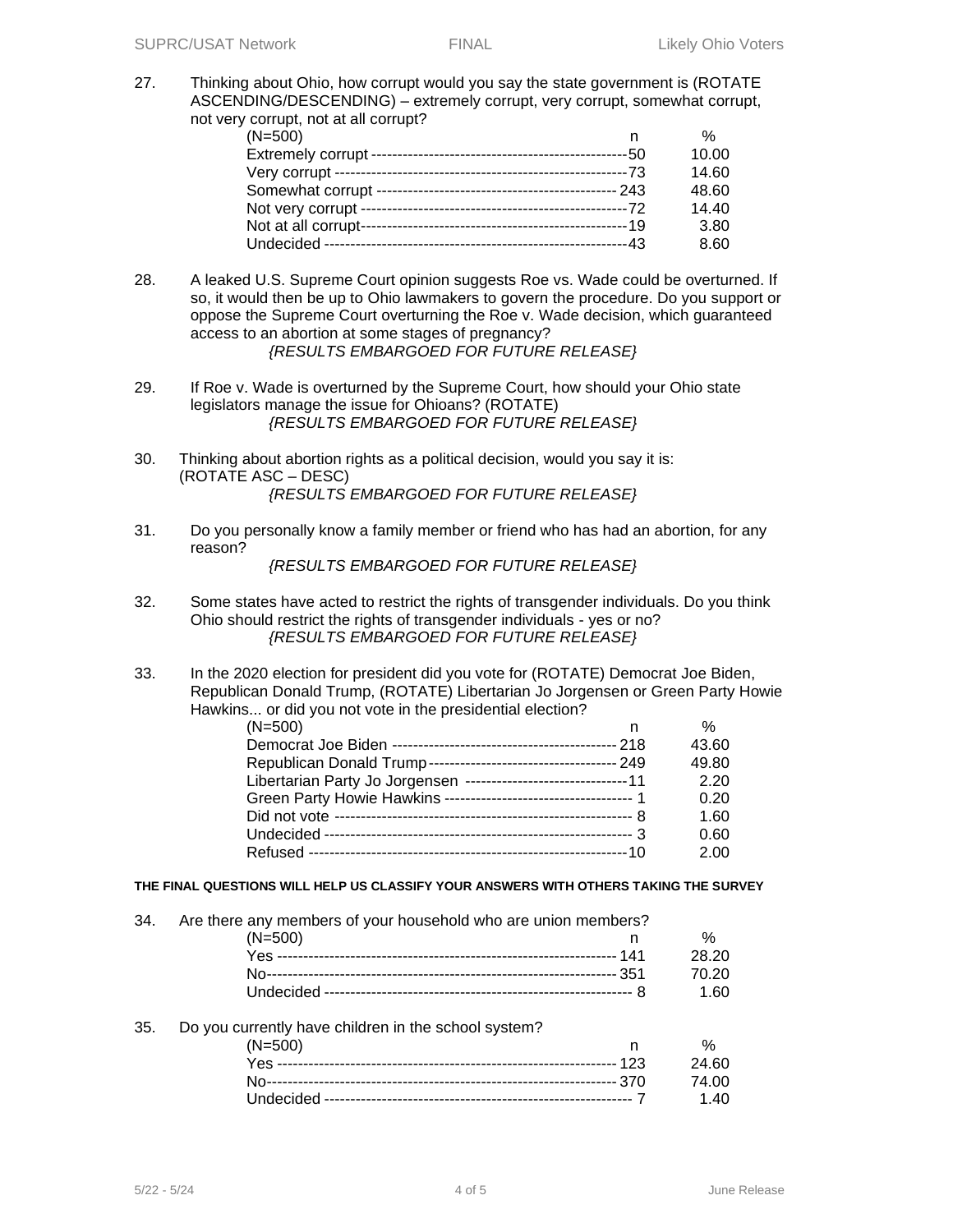27. Thinking about Ohio, how corrupt would you say the state government is (ROTATE ASCENDING/DESCENDING) – extremely corrupt, very corrupt, somewhat corrupt, not very corrupt, not at all corrupt?

| (N=500) | n | % |
|---|---|---|
| Extremely corrupt | 50 | 10.00 |
| Very corrupt | 73 | 14.60 |
| Somewhat corrupt | 243 | 48.60 |
| Not very corrupt | 72 | 14.40 |
| Not at all corrupt | 19 | 3.80 |
| Undecided | 43 | 8.60 |

28. A leaked U.S. Supreme Court opinion suggests Roe vs. Wade could be overturned. If so, it would then be up to Ohio lawmakers to govern the procedure. Do you support or oppose the Supreme Court overturning the Roe v. Wade decision, which guaranteed access to an abortion at some stages of pregnancy?

*{RESULTS EMBARGOED FOR FUTURE RELEASE}*

29. If Roe v. Wade is overturned by the Supreme Court, how should your Ohio state legislators manage the issue for Ohioans? (ROTATE)

*{RESULTS EMBARGOED FOR FUTURE RELEASE}*

30. Thinking about abortion rights as a political decision, would you say it is: (ROTATE ASC – DESC)

*{RESULTS EMBARGOED FOR FUTURE RELEASE}*

31. Do you personally know a family member or friend who has had an abortion, for any reason?

*{RESULTS EMBARGOED FOR FUTURE RELEASE}*

32. Some states have acted to restrict the rights of transgender individuals. Do you think Ohio should restrict the rights of transgender individuals - yes or no?

*{RESULTS EMBARGOED FOR FUTURE RELEASE}*

33. In the 2020 election for president did you vote for (ROTATE) Democrat Joe Biden, Republican Donald Trump, (ROTATE) Libertarian Jo Jorgensen or Green Party Howie Hawkins... or did you not vote in the presidential election?

| (N=500) | n | % |
|---|---|---|
| Democrat Joe Biden | 218 | 43.60 |
| Republican Donald Trump | 249 | 49.80 |
| Libertarian Party Jo Jorgensen | 11 | 2.20 |
| Green Party Howie Hawkins | 1 | 0.20 |
| Did not vote | 8 | 1.60 |
| Undecided | 3 | 0.60 |
| Refused | 10 | 2.00 |

**THE FINAL QUESTIONS WILL HELP US CLASSIFY YOUR ANSWERS WITH OTHERS TAKING THE SURVEY**

34. Are there any members of your household who are union members?

| (N=500) | n | % |
|---|---|---|
| Yes | 141 | 28.20 |
| No | 351 | 70.20 |
| Undecided | 8 | 1.60 |

35. Do you currently have children in the school system?

| (N=500) | n | % |
|---|---|---|
| Yes | 123 | 24.60 |
| No | 370 | 74.00 |
| Undecided | 7 | 1.40 |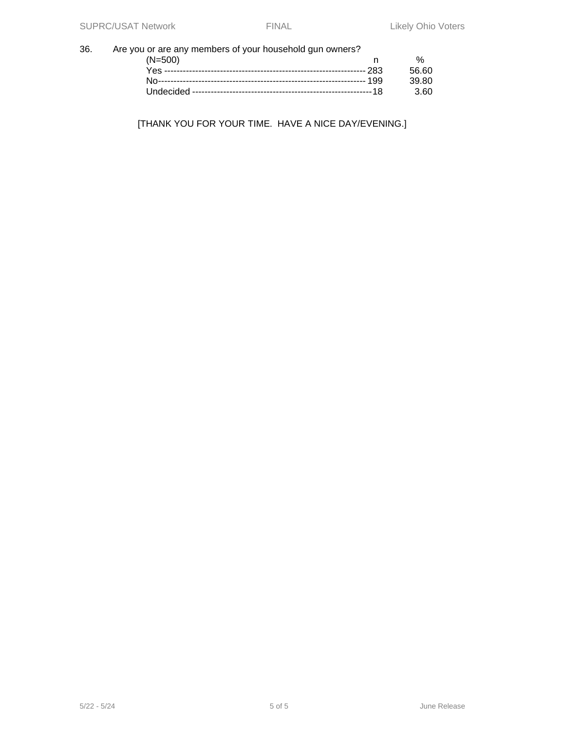36. Are you or are any members of your household gun owners?

| (N=500) | n | % |
|---|---|---|
| Yes | 283 | 56.60 |
| No | 199 | 39.80 |
| Undecided | 18 | 3.60 |

[THANK YOU FOR YOUR TIME. HAVE A NICE DAY/EVENING.]